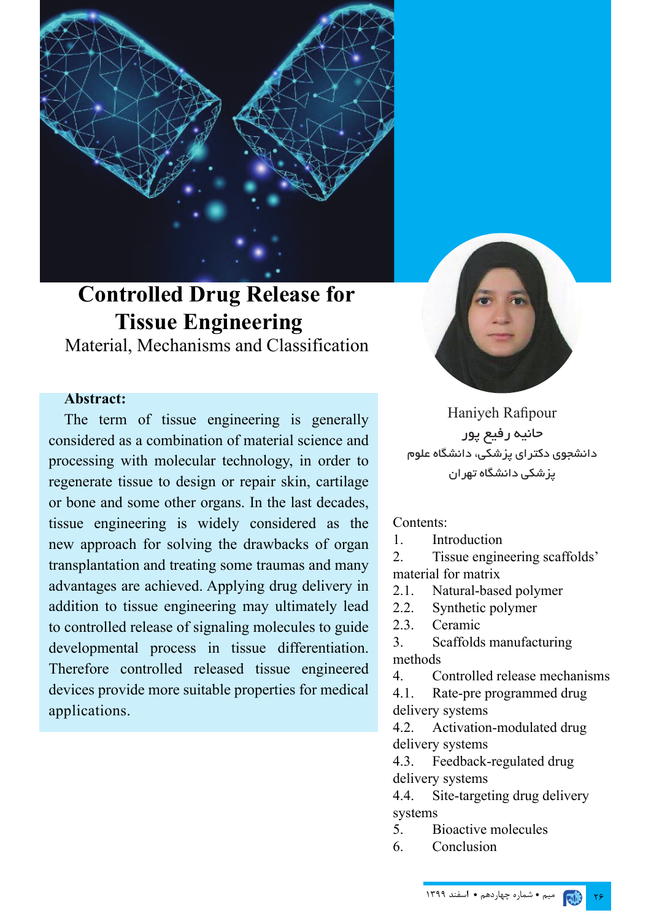# Controlled Drug Release for Tissue Engineering

Material, Mechanisms and Classification

**Abstract:**

The term of tissue engineering is generally considered as a combination of material science and processing with molecular technology, in order to regenerate tissue to design or repair skin, cartilage or bone and some other organs. In the last decades, tissue engineering is widely considered as the new approach for solving the drawbacks of organ transplantation and treating some traumas and many advantages are achieved. Applying drug delivery in addition to tissue engineering may ultimately lead to controlled release of signaling molecules to guide developmental process in tissue differentiation. Therefore controlled released tissue engineered devices provide more suitable properties for medical applications.

Haniyeh Rafipour

حانیه رفیع پور

دانشجوی دکترای پزشکی، دانشگاه علوم پزشکی دانشگاه تهران

Contents:

1. Introduction
2. Tissue engineering scaffolds' material for matrix
   - 2.1. Natural-based polymer
   - 2.2. Synthetic polymer
   - 2.3. Ceramic
3. Scaffolds manufacturing methods
4. Controlled release mechanisms
   - 4.1. Rate-pre programmed drug delivery systems
   - 4.2. Activation-modulated drug delivery systems
   - 4.3. Feedback-regulated drug delivery systems
   - 4.4. Site-targeting drug delivery systems
5. Bioactive molecules
6. Conclusion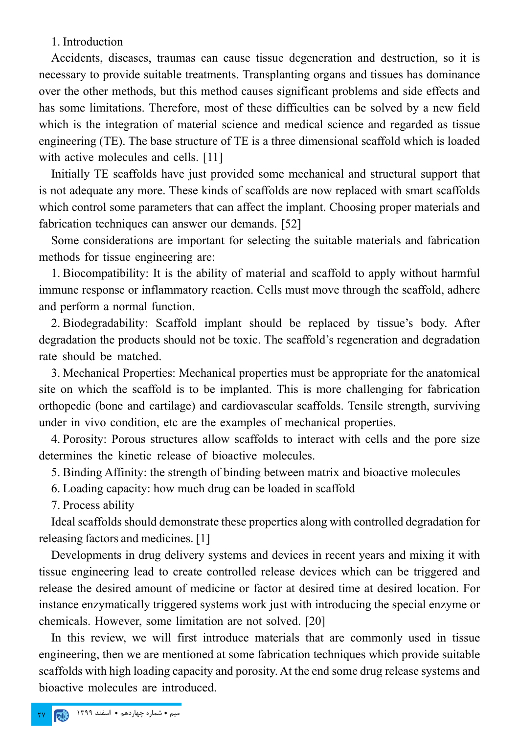## 1. Introduction

Accidents, diseases, traumas can cause tissue degeneration and destruction, so it is necessary to provide suitable treatments. Transplanting organs and tissues has dominance over the other methods, but this method causes significant problems and side effects and has some limitations. Therefore, most of these difficulties can be solved by a new field which is the integration of material science and medical science and regarded as tissue engineering (TE). The base structure of TE is a three dimensional scaffold which is loaded with active molecules and cells. [11]

Initially TE scaffolds have just provided some mechanical and structural support that is not adequate any more. These kinds of scaffolds are now replaced with smart scaffolds which control some parameters that can affect the implant. Choosing proper materials and fabrication techniques can answer our demands. [52]

Some considerations are important for selecting the suitable materials and fabrication methods for tissue engineering are:

1. Biocompatibility: It is the ability of material and scaffold to apply without harmful immune response or inflammatory reaction. Cells must move through the scaffold, adhere and perform a normal function.
2. Biodegradability: Scaffold implant should be replaced by tissue's body. After degradation the products should not be toxic. The scaffold's regeneration and degradation rate should be matched.
3. Mechanical Properties: Mechanical properties must be appropriate for the anatomical site on which the scaffold is to be implanted. This is more challenging for fabrication orthopedic (bone and cartilage) and cardiovascular scaffolds. Tensile strength, surviving under in vivo condition, etc are the examples of mechanical properties.
4. Porosity: Porous structures allow scaffolds to interact with cells and the pore size determines the kinetic release of bioactive molecules.
5. Binding Affinity: the strength of binding between matrix and bioactive molecules
6. Loading capacity: how much drug can be loaded in scaffold
7. Process ability

Ideal scaffolds should demonstrate these properties along with controlled degradation for releasing factors and medicines. [1]

Developments in drug delivery systems and devices in recent years and mixing it with tissue engineering lead to create controlled release devices which can be triggered and release the desired amount of medicine or factor at desired time at desired location. For instance enzymatically triggered systems work just with introducing the special enzyme or chemicals. However, some limitation are not solved. [20]

In this review, we will first introduce materials that are commonly used in tissue engineering, then we are mentioned at some fabrication techniques which provide suitable scaffolds with high loading capacity and porosity. At the end some drug release systems and bioactive molecules are introduced.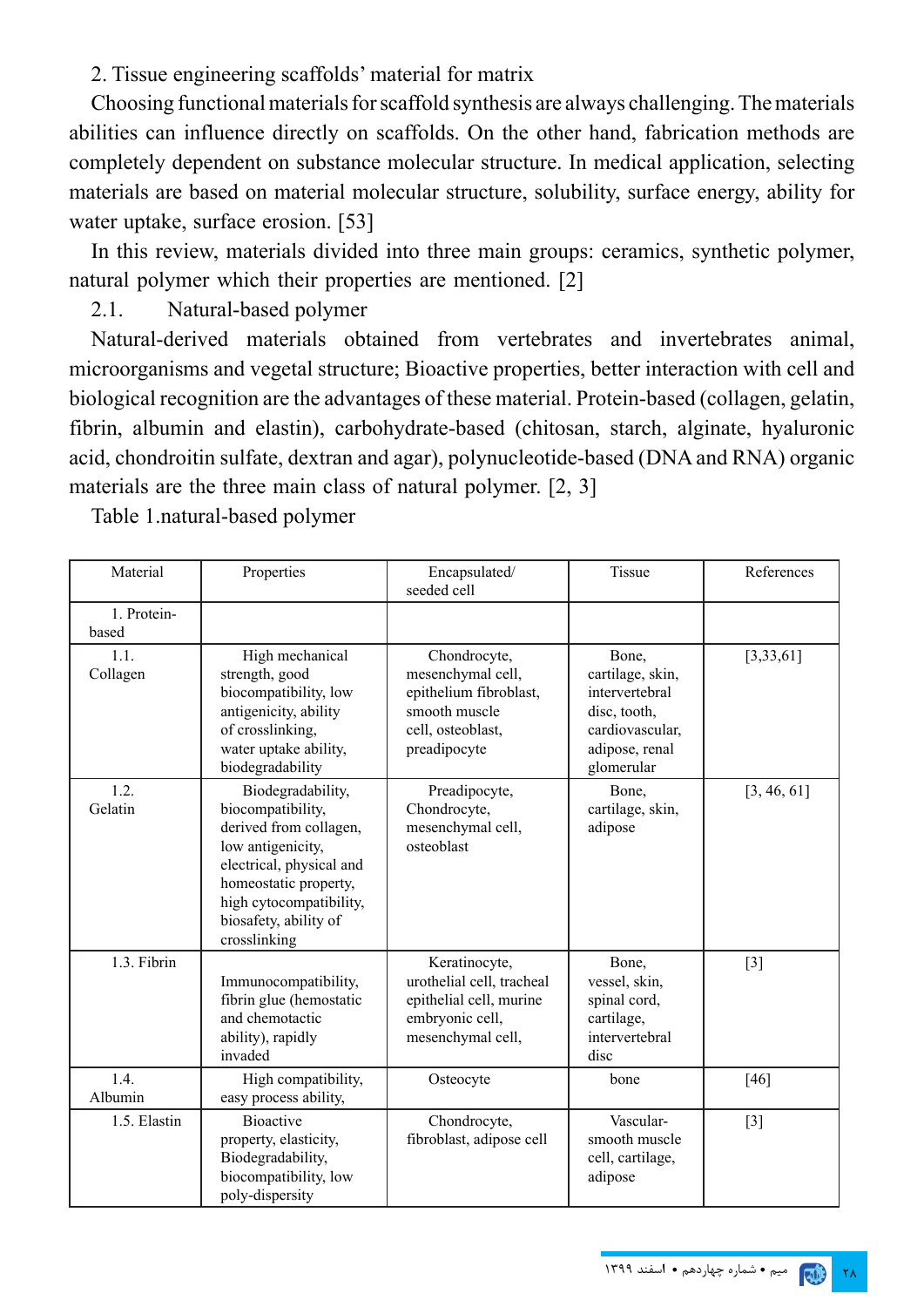## 2. Tissue engineering scaffolds' material for matrix

Choosing functional materials for scaffold synthesis are always challenging. The materials abilities can influence directly on scaffolds. On the other hand, fabrication methods are completely dependent on substance molecular structure. In medical application, selecting materials are based on material molecular structure, solubility, surface energy, ability for water uptake, surface erosion. [53]

In this review, materials divided into three main groups: ceramics, synthetic polymer, natural polymer which their properties are mentioned. [2]

### 2.1. Natural-based polymer

Natural-derived materials obtained from vertebrates and invertebrates animal, microorganisms and vegetal structure; Bioactive properties, better interaction with cell and biological recognition are the advantages of these material. Protein-based (collagen, gelatin, fibrin, albumin and elastin), carbohydrate-based (chitosan, starch, alginate, hyaluronic acid, chondroitin sulfate, dextran and agar), polynucleotide-based (DNA and RNA) organic materials are the three main class of natural polymer. [2, 3]

Table 1.natural-based polymer

| Material | Properties | Encapsulated/ seeded cell | Tissue | References |
|---|---|---|---|---|
| 1. Protein-based | | | | |
| 1.1. Collagen | High mechanical strength, good biocompatibility, low antigenicity, ability of crosslinking, water uptake ability, biodegradability | Chondrocyte, mesenchymal cell, epithelium fibroblast, smooth muscle cell, osteoblast, preadipocyte | Bone, cartilage, skin, intervertebral disc, tooth, cardiovascular, adipose, renal glomerular | [3,33,61] |
| 1.2. Gelatin | Biodegradability, biocompatibility, derived from collagen, low antigenicity, electrical, physical and homeostatic property, high cytocompatibility, biosafety, ability of crosslinking | Preadipocyte, Chondrocyte, mesenchymal cell, osteoblast | Bone, cartilage, skin, adipose | [3, 46, 61] |
| 1.3. Fibrin | Immunocompatibility, fibrin glue (hemostatic and chemotactic ability), rapidly invaded | Keratinocyte, urothelial cell, tracheal epithelial cell, murine embryonic cell, mesenchymal cell, | Bone, vessel, skin, spinal cord, cartilage, intervertebral disc | [3] |
| 1.4. Albumin | High compatibility, easy process ability, | Osteocyte | bone | [46] |
| 1.5. Elastin | Bioactive property, elasticity, Biodegradability, biocompatibility, low poly-dispersity | Chondrocyte, fibroblast, adipose cell | Vascular-smooth muscle cell, cartilage, adipose | [3] |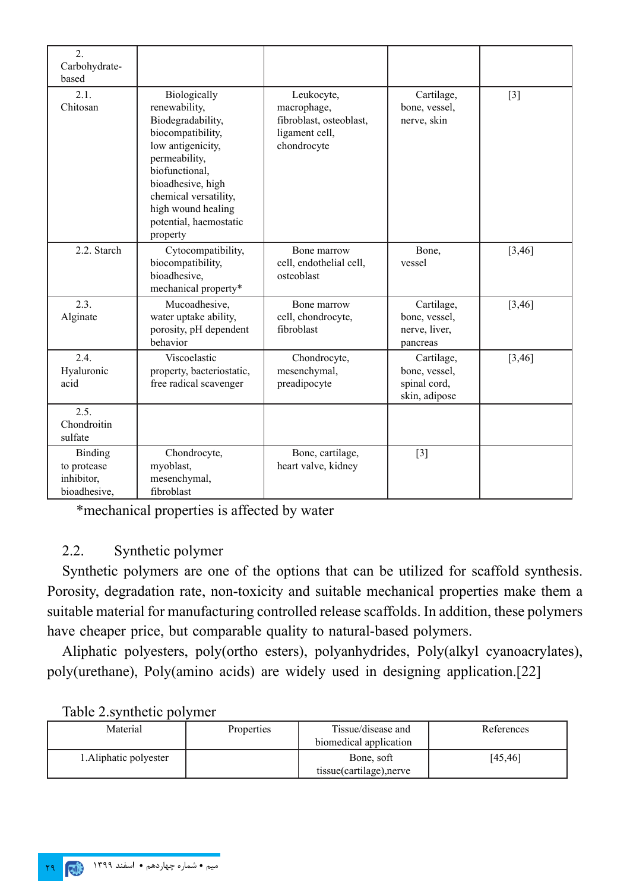| 2. Carbohydrate-based | | | | |
|---|---|---|---|---|
| 2.1. Chitosan | Biologically renewability, Biodegradability, biocompatibility, low antigenicity, permeability, biofunctional, bioadhesive, high chemical versatility, high wound healing potential, haemostatic property | Leukocyte, macrophage, fibroblast, osteoblast, ligament cell, chondrocyte | Cartilage, bone, vessel, nerve, skin | [3] |
| 2.2. Starch | Cytocompatibility, biocompatibility, bioadhesive, mechanical property* | Bone marrow cell, endothelial cell, osteoblast | Bone, vessel | [3,46] |
| 2.3. Alginate | Mucoadhesive, water uptake ability, porosity, pH dependent behavior | Bone marrow cell, chondrocyte, fibroblast | Cartilage, bone, vessel, nerve, liver, pancreas | [3,46] |
| 2.4. Hyaluronic acid | Viscoelastic property, bacteriostatic, free radical scavenger | Chondrocyte, mesenchymal, preadipocyte | Cartilage, bone, vessel, spinal cord, skin, adipose | [3,46] |
| 2.5. Chondroitin sulfate | | | | |
| Binding to protease inhibitor, bioadhesive, | Chondrocyte, myoblast, mesenchymal, fibroblast | Bone, cartilage, heart valve, kidney | [3] | |

*mechanical properties is affected by water

### 2.2. Synthetic polymer

Synthetic polymers are one of the options that can be utilized for scaffold synthesis. Porosity, degradation rate, non-toxicity and suitable mechanical properties make them a suitable material for manufacturing controlled release scaffolds. In addition, these polymers have cheaper price, but comparable quality to natural-based polymers.

Aliphatic polyesters, poly(ortho esters), polyanhydrides, Poly(alkyl cyanoacrylates), poly(urethane), Poly(amino acids) are widely used in designing application.[22]

Table 2.synthetic polymer

| Material | Properties | Tissue/disease and biomedical application | References |
|---|---|---|---|
| 1.Aliphatic polyester | | Bone, soft tissue(cartilage),nerve | [45,46] |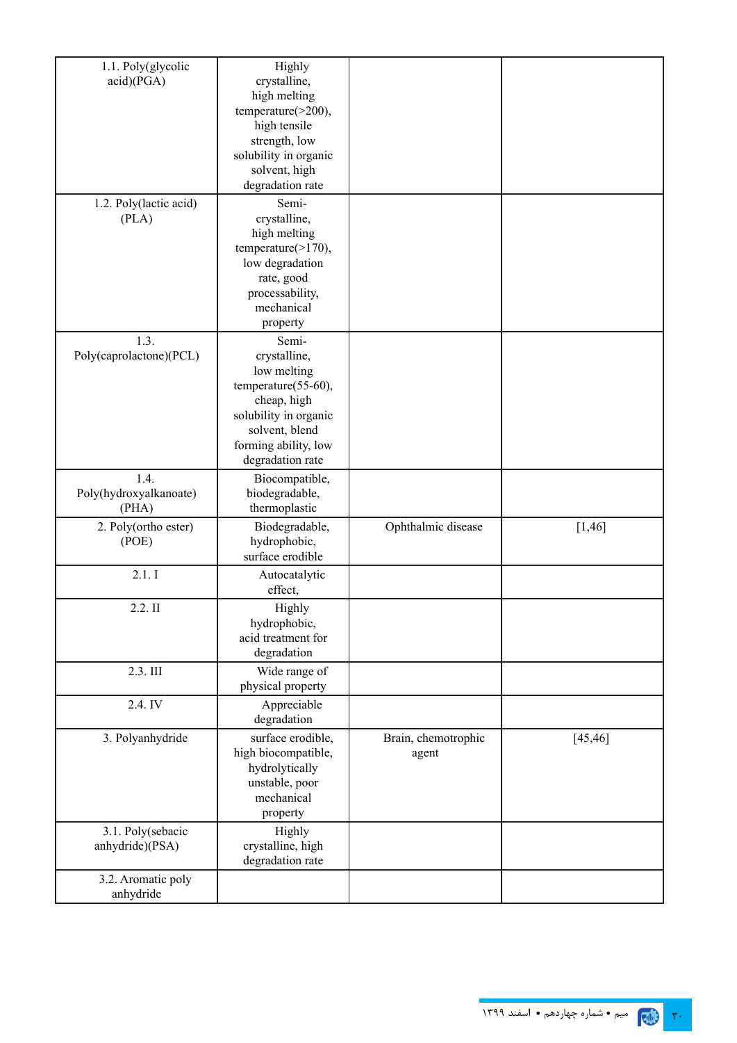| | | | |
|---|---|---|---|
| 1.1. Poly(glycolic acid)(PGA) | Highly crystalline, high melting temperature(>200), high tensile strength, low solubility in organic solvent, high degradation rate | | |
| 1.2. Poly(lactic acid) (PLA) | Semi-crystalline, high melting temperature(>170), low degradation rate, good processability, mechanical property | | |
| 1.3. Poly(caprolactone)(PCL) | Semi-crystalline, low melting temperature(55-60), cheap, high solubility in organic solvent, blend forming ability, low degradation rate | | |
| 1.4. Poly(hydroxyalkanoate) (PHA) | Biocompatible, biodegradable, thermoplastic | | |
| 2. Poly(ortho ester) (POE) | Biodegradable, hydrophobic, surface erodible | Ophthalmic disease | [1,46] |
| 2.1. I | Autocatalytic effect, | | |
| 2.2. II | Highly hydrophobic, acid treatment for degradation | | |
| 2.3. III | Wide range of physical property | | |
| 2.4. IV | Appreciable degradation | | |
| 3. Polyanhydride | surface erodible, high biocompatible, hydrolytically unstable, poor mechanical property | Brain, chemotrophic agent | [45,46] |
| 3.1. Poly(sebacic anhydride)(PSA) | Highly crystalline, high degradation rate | | |
| 3.2. Aromatic poly anhydride | | | |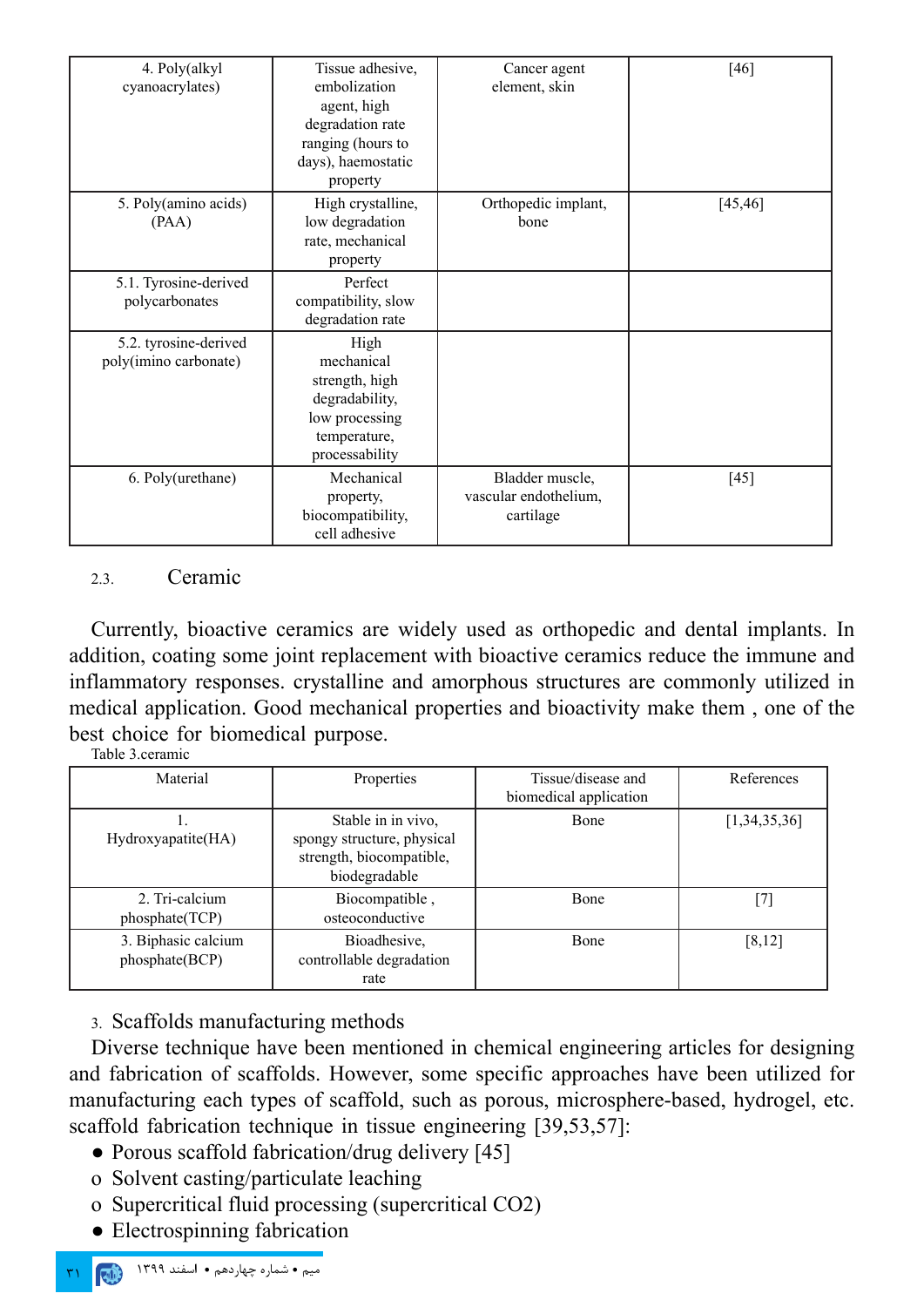| | | | |
|---|---|---|---|
| 4. Poly(alkyl cyanoacrylates) | Tissue adhesive, embolization agent, high degradation rate ranging (hours to days), haemostatic property | Cancer agent element, skin | [46] |
| 5. Poly(amino acids) (PAA) | High crystalline, low degradation rate, mechanical property | Orthopedic implant, bone | [45,46] |
| 5.1. Tyrosine-derived polycarbonates | Perfect compatibility, slow degradation rate | | |
| 5.2. tyrosine-derived poly(imino carbonate) | High mechanical strength, high degradability, low processing temperature, processability | | |
| 6. Poly(urethane) | Mechanical property, biocompatibility, cell adhesive | Bladder muscle, vascular endothelium, cartilage | [45] |

### 2.3. Ceramic

Currently, bioactive ceramics are widely used as orthopedic and dental implants. In addition, coating some joint replacement with bioactive ceramics reduce the immune and inflammatory responses. crystalline and amorphous structures are commonly utilized in medical application. Good mechanical properties and bioactivity make them , one of the best choice for biomedical purpose.

Table 3.ceramic

| Material | Properties | Tissue/disease and biomedical application | References |
|---|---|---|---|
| 1. Hydroxyapatite(HA) | Stable in in vivo, spongy structure, physical strength, biocompatible, biodegradable | Bone | [1,34,35,36] |
| 2. Tri-calcium phosphate(TCP) | Biocompatible , osteoconductive | Bone | [7] |
| 3. Biphasic calcium phosphate(BCP) | Bioadhesive, controllable degradation rate | Bone | [8,12] |

## 3. Scaffolds manufacturing methods

Diverse technique have been mentioned in chemical engineering articles for designing and fabrication of scaffolds. However, some specific approaches have been utilized for manufacturing each types of scaffold, such as porous, microsphere-based, hydrogel, etc. scaffold fabrication technique in tissue engineering [39,53,57]:

- Porous scaffold fabrication/drug delivery [45]
  - Solvent casting/particulate leaching
  - Supercritical fluid processing (supercritical $CO_2$)
- Electrospinning fabrication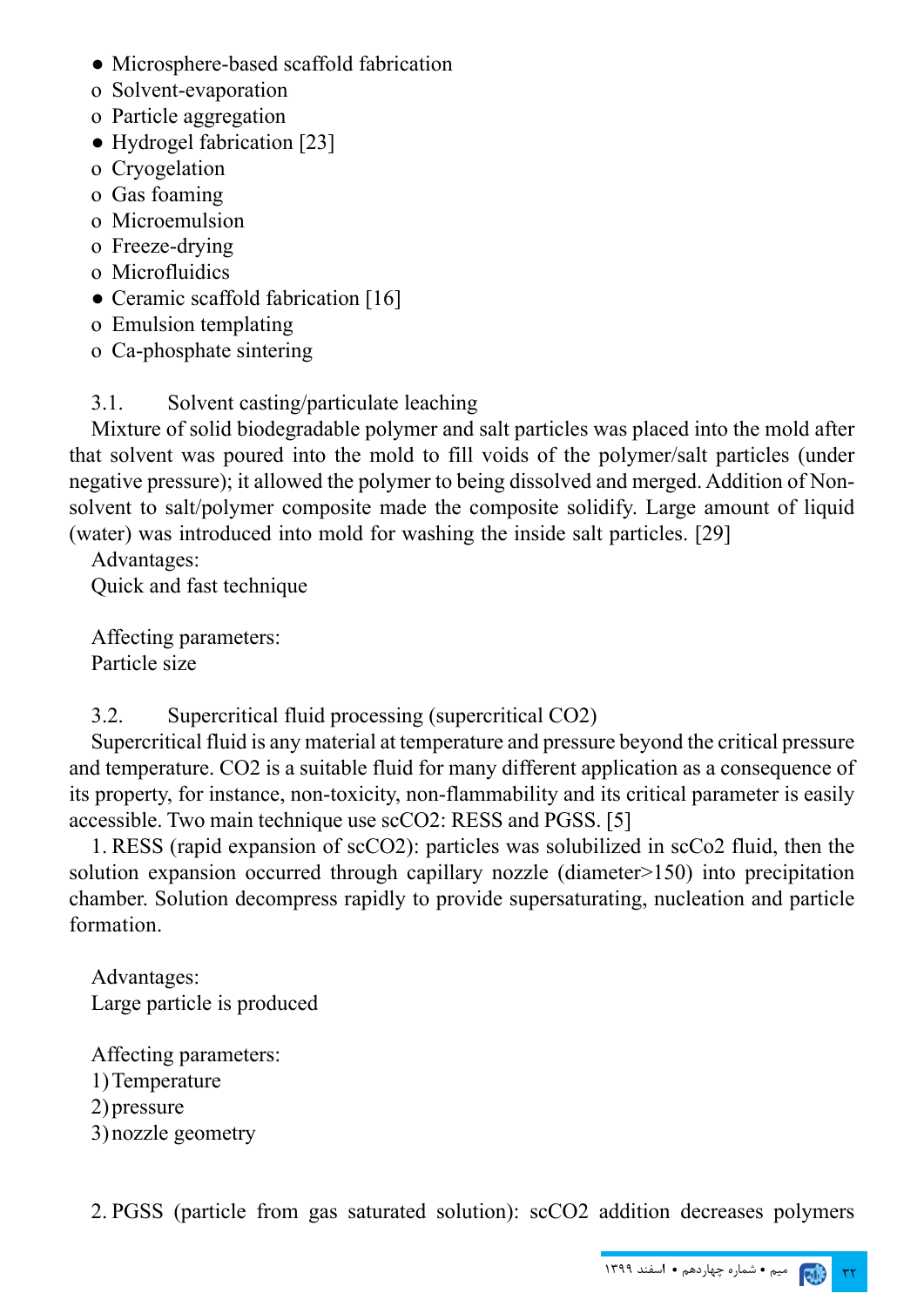- Microsphere-based scaffold fabrication
    - Solvent-evaporation
    - Particle aggregation
- Hydrogel fabrication [23]
    - Cryogelation
    - Gas foaming
    - Microemulsion
    - Freeze-drying
    - Microfluidics
- Ceramic scaffold fabrication [16]
    - Emulsion templating
    - Ca-phosphate sintering

### 3.1. Solvent casting/particulate leaching

Mixture of solid biodegradable polymer and salt particles was placed into the mold after that solvent was poured into the mold to fill voids of the polymer/salt particles (under negative pressure); it allowed the polymer to being dissolved and merged. Addition of Non-solvent to salt/polymer composite made the composite solidify. Large amount of liquid (water) was introduced into mold for washing the inside salt particles. [29]

Advantages:

Quick and fast technique

Affecting parameters:

Particle size

### 3.2. Supercritical fluid processing (supercritical $CO_2$)

Supercritical fluid is any material at temperature and pressure beyond the critical pressure and temperature. $CO_2$ is a suitable fluid for many different application as a consequence of its property, for instance, non-toxicity, non-flammability and its critical parameter is easily accessible. Two main technique use sc$CO_2$: RESS and PGSS. [5]

1. RESS (rapid expansion of sc$CO_2$): particles was solubilized in scCo2 fluid, then the solution expansion occurred through capillary nozzle (diameter>150) into precipitation chamber. Solution decompress rapidly to provide supersaturating, nucleation and particle formation.

Advantages:

Large particle is produced

Affecting parameters:

1) Temperature
2) pressure
3) nozzle geometry

2. PGSS (particle from gas saturated solution): sc$CO_2$ addition decreases polymers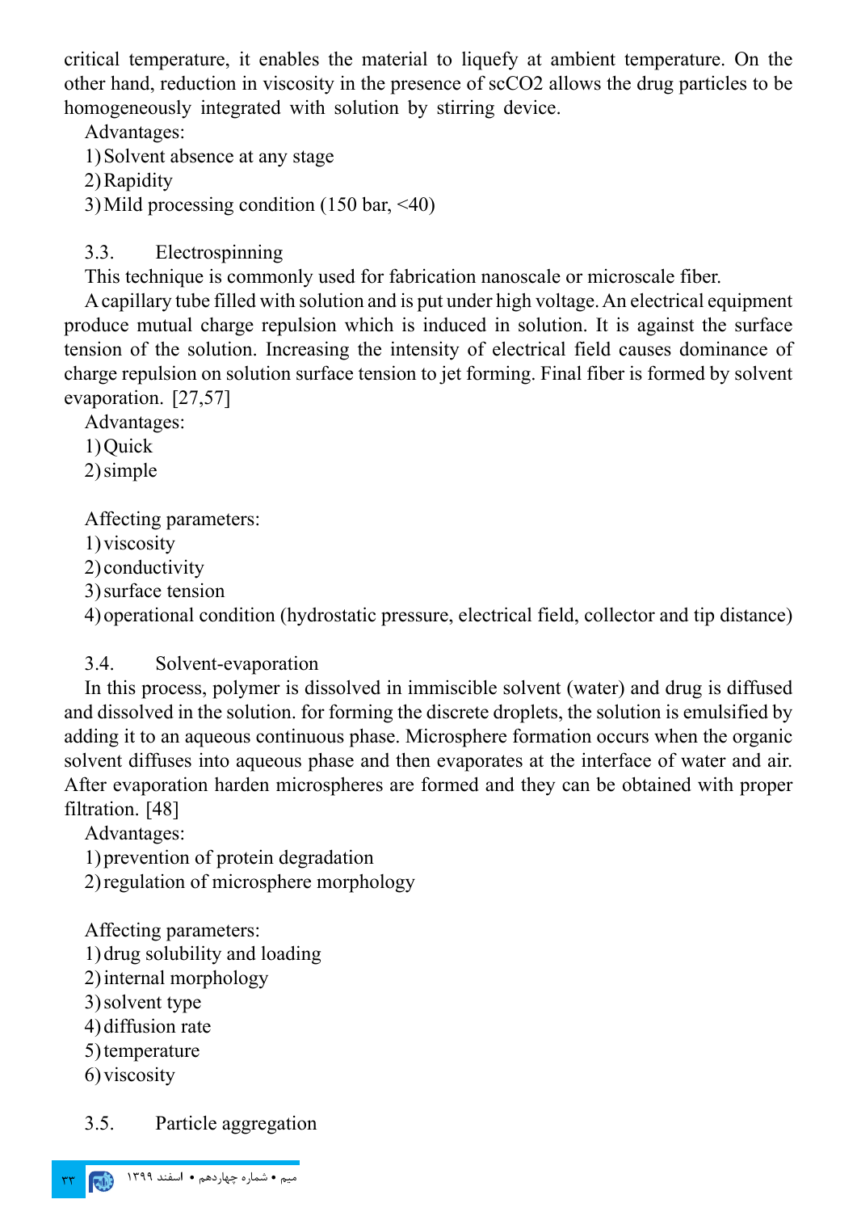critical temperature, it enables the material to liquefy at ambient temperature. On the other hand, reduction in viscosity in the presence of scCO2 allows the drug particles to be homogeneously integrated with solution by stirring device.

Advantages:

1) Solvent absence at any stage
2) Rapidity
3) Mild processing condition (150 bar, <40)

### 3.3. Electrospinning

This technique is commonly used for fabrication nanoscale or microscale fiber.

A capillary tube filled with solution and is put under high voltage. An electrical equipment produce mutual charge repulsion which is induced in solution. It is against the surface tension of the solution. Increasing the intensity of electrical field causes dominance of charge repulsion on solution surface tension to jet forming. Final fiber is formed by solvent evaporation. [27,57]

Advantages:

1) Quick
2) simple

Affecting parameters:

1) viscosity
2) conductivity
3) surface tension
4) operational condition (hydrostatic pressure, electrical field, collector and tip distance)

### 3.4. Solvent-evaporation

In this process, polymer is dissolved in immiscible solvent (water) and drug is diffused and dissolved in the solution. for forming the discrete droplets, the solution is emulsified by adding it to an aqueous continuous phase. Microsphere formation occurs when the organic solvent diffuses into aqueous phase and then evaporates at the interface of water and air. After evaporation harden microspheres are formed and they can be obtained with proper filtration. [48]

Advantages:

1) prevention of protein degradation
2) regulation of microsphere morphology

Affecting parameters:

1) drug solubility and loading
2) internal morphology
3) solvent type
4) diffusion rate
5) temperature
6) viscosity

### 3.5. Particle aggregation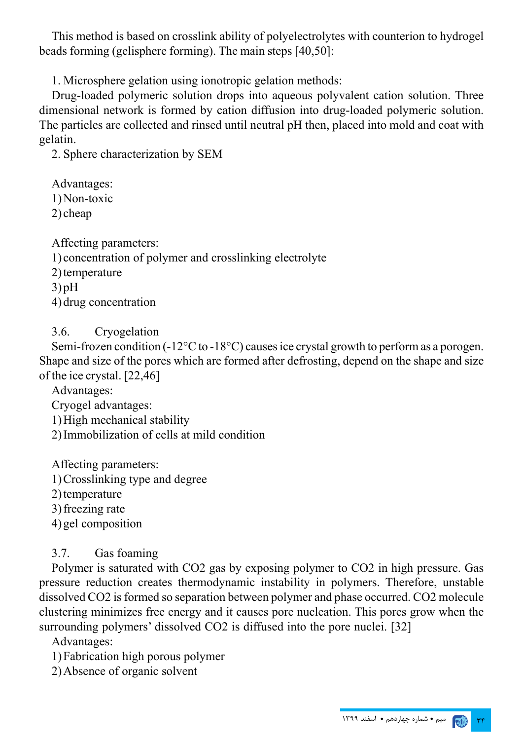This method is based on crosslink ability of polyelectrolytes with counterion to hydrogel beads forming (gelisphere forming). The main steps [40,50]:

1. Microsphere gelation using ionotropic gelation methods:

Drug-loaded polymeric solution drops into aqueous polyvalent cation solution. Three dimensional network is formed by cation diffusion into drug-loaded polymeric solution. The particles are collected and rinsed until neutral pH then, placed into mold and coat with gelatin.

2. Sphere characterization by SEM

Advantages:

1) Non-toxic
2) cheap

Affecting parameters:

1) concentration of polymer and crosslinking electrolyte
2) temperature
3) pH
4) drug concentration

### 3.6. Cryogelation

Semi-frozen condition (-12°C to -18°C) causes ice crystal growth to perform as a porogen. Shape and size of the pores which are formed after defrosting, depend on the shape and size of the ice crystal. [22,46]

Advantages:

Cryogel advantages:

1) High mechanical stability
2) Immobilization of cells at mild condition

Affecting parameters:

1) Crosslinking type and degree
2) temperature
3) freezing rate
4) gel composition

### 3.7. Gas foaming

Polymer is saturated with $CO_2$ gas by exposing polymer to $CO_2$ in high pressure. Gas pressure reduction creates thermodynamic instability in polymers. Therefore, unstable dissolved $CO_2$ is formed so separation between polymer and phase occurred. $CO_2$ molecule clustering minimizes free energy and it causes pore nucleation. This pores grow when the surrounding polymers' dissolved $CO_2$ is diffused into the pore nuclei. [32]

Advantages:

1) Fabrication high porous polymer
2) Absence of organic solvent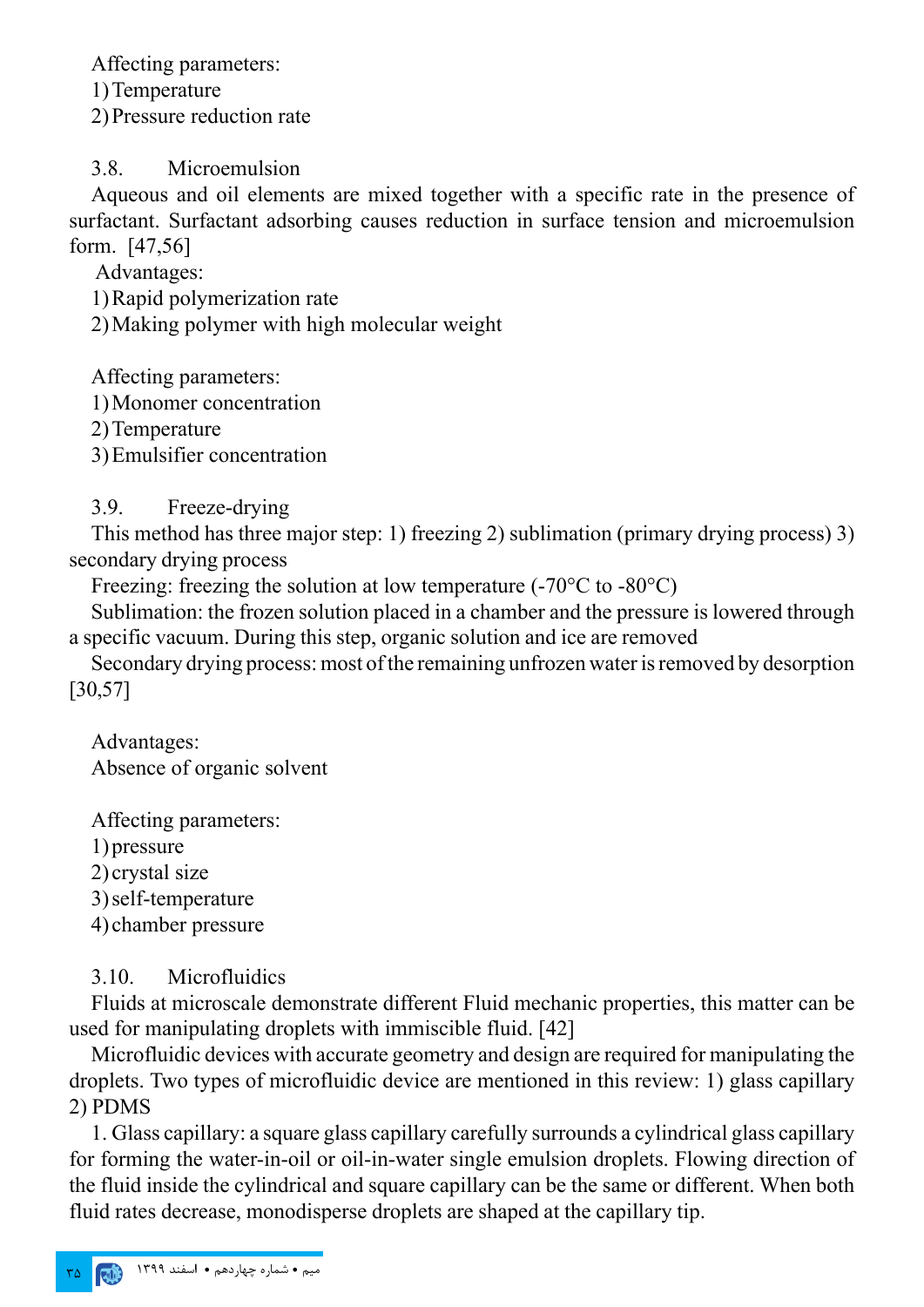Affecting parameters:

1) Temperature
2) Pressure reduction rate

### 3.8. Microemulsion

Aqueous and oil elements are mixed together with a specific rate in the presence of surfactant. Surfactant adsorbing causes reduction in surface tension and microemulsion form. [47,56]

Advantages:

1) Rapid polymerization rate
2) Making polymer with high molecular weight

Affecting parameters:

1) Monomer concentration
2) Temperature
3) Emulsifier concentration

### 3.9. Freeze-drying

This method has three major step: 1) freezing 2) sublimation (primary drying process) 3) secondary drying process

Freezing: freezing the solution at low temperature (-70°C to -80°C)

Sublimation: the frozen solution placed in a chamber and the pressure is lowered through a specific vacuum. During this step, organic solution and ice are removed

Secondary drying process: most of the remaining unfrozen water is removed by desorption [30,57]

Advantages:

Absence of organic solvent

Affecting parameters:

1) pressure
2) crystal size
3) self-temperature
4) chamber pressure

### 3.10. Microfluidics

Fluids at microscale demonstrate different Fluid mechanic properties, this matter can be used for manipulating droplets with immiscible fluid. [42]

Microfluidic devices with accurate geometry and design are required for manipulating the droplets. Two types of microfluidic device are mentioned in this review: 1) glass capillary 2) PDMS

1. Glass capillary: a square glass capillary carefully surrounds a cylindrical glass capillary for forming the water-in-oil or oil-in-water single emulsion droplets. Flowing direction of the fluid inside the cylindrical and square capillary can be the same or different. When both fluid rates decrease, monodisperse droplets are shaped at the capillary tip.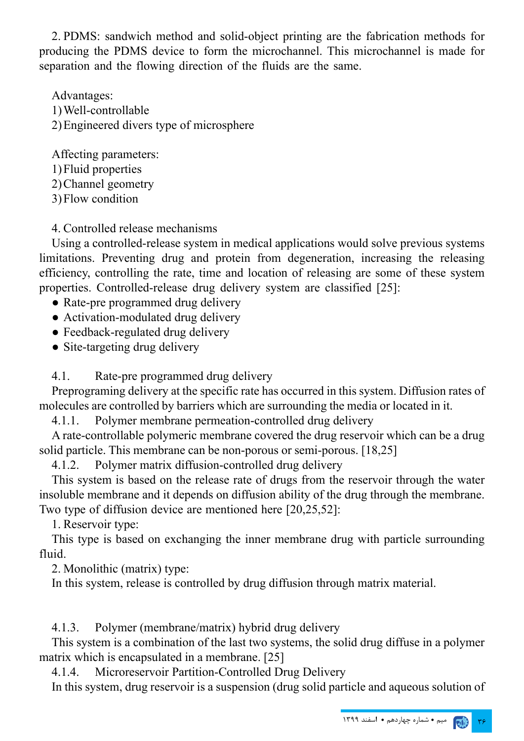2. PDMS: sandwich method and solid-object printing are the fabrication methods for producing the PDMS device to form the microchannel. This microchannel is made for separation and the flowing direction of the fluids are the same.

Advantages:

1) Well-controllable
2) Engineered divers type of microsphere

Affecting parameters:

1) Fluid properties
2) Channel geometry
3) Flow condition

## 4. Controlled release mechanisms

Using a controlled-release system in medical applications would solve previous systems limitations. Preventing drug and protein from degeneration, increasing the releasing efficiency, controlling the rate, time and location of releasing are some of these system properties. Controlled-release drug delivery system are classified [25]:

- Rate-pre programmed drug delivery
- Activation-modulated drug delivery
- Feedback-regulated drug delivery
- Site-targeting drug delivery

### 4.1. Rate-pre programmed drug delivery

Preprograming delivery at the specific rate has occurred in this system. Diffusion rates of molecules are controlled by barriers which are surrounding the media or located in it.

#### 4.1.1. Polymer membrane permeation-controlled drug delivery

A rate-controllable polymeric membrane covered the drug reservoir which can be a drug solid particle. This membrane can be non-porous or semi-porous. [18,25]

#### 4.1.2. Polymer matrix diffusion-controlled drug delivery

This system is based on the release rate of drugs from the reservoir through the water insoluble membrane and it depends on diffusion ability of the drug through the membrane. Two type of diffusion device are mentioned here [20,25,52]:

1. Reservoir type:

This type is based on exchanging the inner membrane drug with particle surrounding fluid.

2. Monolithic (matrix) type:

In this system, release is controlled by drug diffusion through matrix material.

#### 4.1.3. Polymer (membrane/matrix) hybrid drug delivery

This system is a combination of the last two systems, the solid drug diffuse in a polymer matrix which is encapsulated in a membrane. [25]

#### 4.1.4. Microreservoir Partition-Controlled Drug Delivery

In this system, drug reservoir is a suspension (drug solid particle and aqueous solution of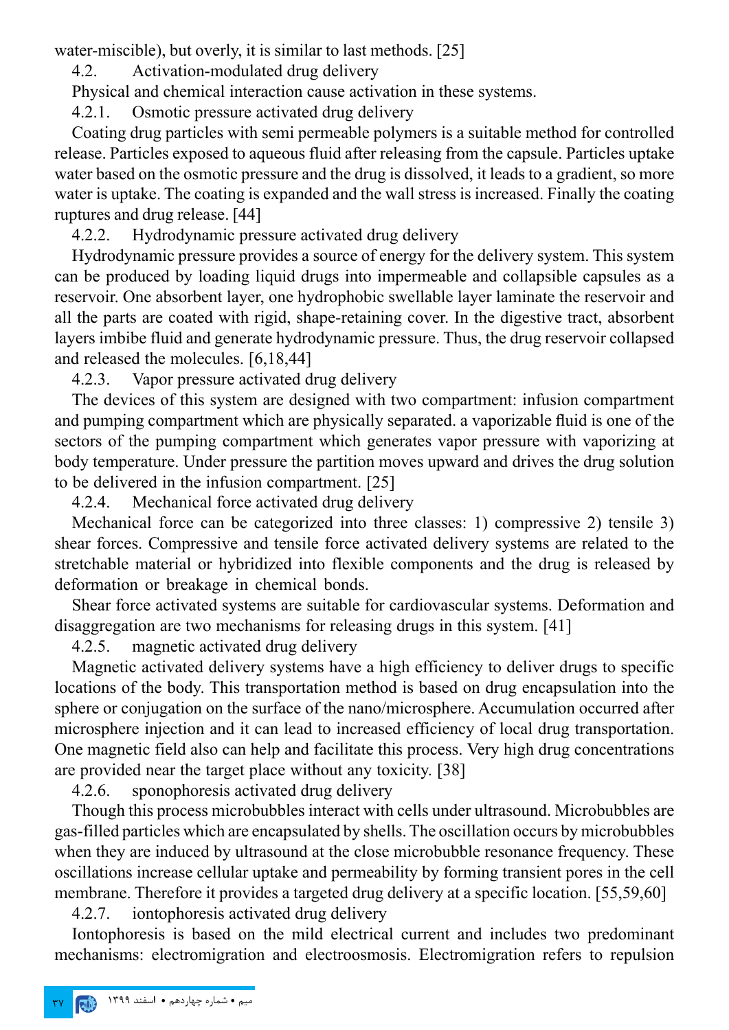water-miscible), but overly, it is similar to last methods. [25]

### 4.2. Activation-modulated drug delivery

Physical and chemical interaction cause activation in these systems.

#### 4.2.1. Osmotic pressure activated drug delivery

Coating drug particles with semi permeable polymers is a suitable method for controlled release. Particles exposed to aqueous fluid after releasing from the capsule. Particles uptake water based on the osmotic pressure and the drug is dissolved, it leads to a gradient, so more water is uptake. The coating is expanded and the wall stress is increased. Finally the coating ruptures and drug release. [44]

#### 4.2.2. Hydrodynamic pressure activated drug delivery

Hydrodynamic pressure provides a source of energy for the delivery system. This system can be produced by loading liquid drugs into impermeable and collapsible capsules as a reservoir. One absorbent layer, one hydrophobic swellable layer laminate the reservoir and all the parts are coated with rigid, shape-retaining cover. In the digestive tract, absorbent layers imbibe fluid and generate hydrodynamic pressure. Thus, the drug reservoir collapsed and released the molecules. [6,18,44]

#### 4.2.3. Vapor pressure activated drug delivery

The devices of this system are designed with two compartment: infusion compartment and pumping compartment which are physically separated. a vaporizable fluid is one of the sectors of the pumping compartment which generates vapor pressure with vaporizing at body temperature. Under pressure the partition moves upward and drives the drug solution to be delivered in the infusion compartment. [25]

#### 4.2.4. Mechanical force activated drug delivery

Mechanical force can be categorized into three classes: 1) compressive 2) tensile 3) shear forces. Compressive and tensile force activated delivery systems are related to the stretchable material or hybridized into flexible components and the drug is released by deformation or breakage in chemical bonds.

Shear force activated systems are suitable for cardiovascular systems. Deformation and disaggregation are two mechanisms for releasing drugs in this system. [41]

#### 4.2.5. magnetic activated drug delivery

Magnetic activated delivery systems have a high efficiency to deliver drugs to specific locations of the body. This transportation method is based on drug encapsulation into the sphere or conjugation on the surface of the nano/microsphere. Accumulation occurred after microsphere injection and it can lead to increased efficiency of local drug transportation. One magnetic field also can help and facilitate this process. Very high drug concentrations are provided near the target place without any toxicity. [38]

#### 4.2.6. sponophoresis activated drug delivery

Though this process microbubbles interact with cells under ultrasound. Microbubbles are gas-filled particles which are encapsulated by shells. The oscillation occurs by microbubbles when they are induced by ultrasound at the close microbubble resonance frequency. These oscillations increase cellular uptake and permeability by forming transient pores in the cell membrane. Therefore it provides a targeted drug delivery at a specific location. [55,59,60]

#### 4.2.7. iontophoresis activated drug delivery

Iontophoresis is based on the mild electrical current and includes two predominant mechanisms: electromigration and electroosmosis. Electromigration refers to repulsion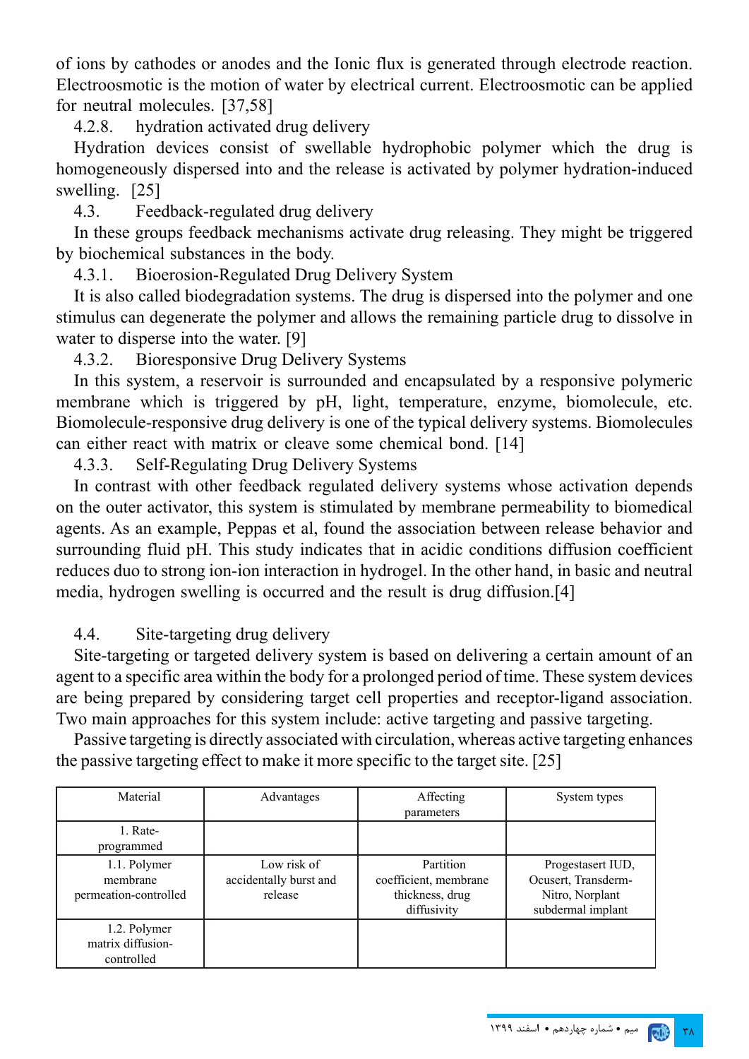of ions by cathodes or anodes and the Ionic flux is generated through electrode reaction. Electroosmotic is the motion of water by electrical current. Electroosmotic can be applied for neutral molecules. [37,58]

#### 4.2.8. hydration activated drug delivery

Hydration devices consist of swellable hydrophobic polymer which the drug is homogeneously dispersed into and the release is activated by polymer hydration-induced swelling. [25]

### 4.3. Feedback-regulated drug delivery

In these groups feedback mechanisms activate drug releasing. They might be triggered by biochemical substances in the body.

#### 4.3.1. Bioerosion-Regulated Drug Delivery System

It is also called biodegradation systems. The drug is dispersed into the polymer and one stimulus can degenerate the polymer and allows the remaining particle drug to dissolve in water to disperse into the water. [9]

#### 4.3.2. Bioresponsive Drug Delivery Systems

In this system, a reservoir is surrounded and encapsulated by a responsive polymeric membrane which is triggered by pH, light, temperature, enzyme, biomolecule, etc. Biomolecule-responsive drug delivery is one of the typical delivery systems. Biomolecules can either react with matrix or cleave some chemical bond. [14]

#### 4.3.3. Self-Regulating Drug Delivery Systems

In contrast with other feedback regulated delivery systems whose activation depends on the outer activator, this system is stimulated by membrane permeability to biomedical agents. As an example, Peppas et al, found the association between release behavior and surrounding fluid pH. This study indicates that in acidic conditions diffusion coefficient reduces duo to strong ion-ion interaction in hydrogel. In the other hand, in basic and neutral media, hydrogen swelling is occurred and the result is drug diffusion.[4]

### 4.4. Site-targeting drug delivery

Site-targeting or targeted delivery system is based on delivering a certain amount of an agent to a specific area within the body for a prolonged period of time. These system devices are being prepared by considering target cell properties and receptor-ligand association. Two main approaches for this system include: active targeting and passive targeting.

Passive targeting is directly associated with circulation, whereas active targeting enhances the passive targeting effect to make it more specific to the target site. [25]

| Material | Advantages | Affecting parameters | System types |
| --- | --- | --- | --- |
| 1. Rate-programmed | | | |
| 1.1. Polymer membrane permeation-controlled | Low risk of accidentally burst and release | Partition coefficient, membrane thickness, drug diffusivity | Progestasert IUD, Ocusert, Transderm-Nitro, Norplant subdermal implant |
| 1.2. Polymer matrix diffusion-controlled | | | |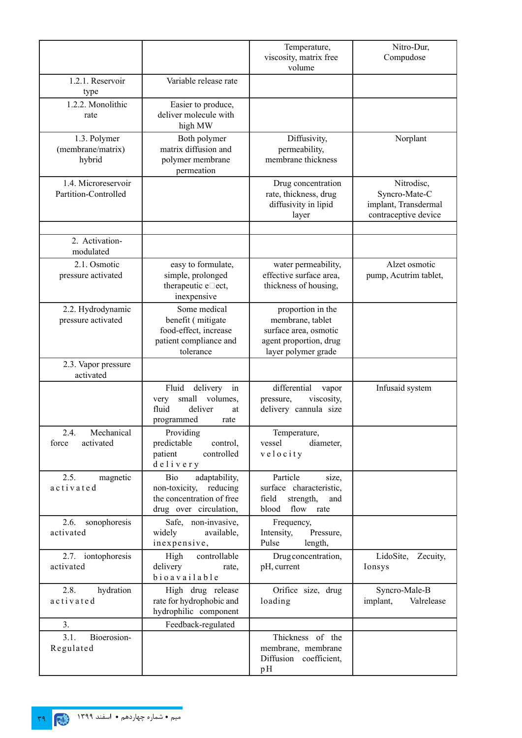| | | | |
|---|---|---|---|
| | | Temperature, viscosity, matrix free volume | Nitro-Dur, Compudose |
| 1.2.1. Reservoir type | Variable release rate | | |
| 1.2.2. Monolithic rate | Easier to produce, deliver molecule with high MW | | |
| 1.3. Polymer (membrane/matrix) hybrid | Both polymer matrix diffusion and polymer membrane permeation | Diffusivity, permeability, membrane thickness | Norplant |
| 1.4. Microreservoir Partition-Controlled | | Drug concentration rate, thickness, drug diffusivity in lipid layer | Nitrodisc, Syncro-Mate-C implant, Transdermal contraceptive device |
| | | | |
| 2. Activation-modulated | | | |
| 2.1. Osmotic pressure activated | easy to formulate, simple, prolonged therapeutic e ect, inexpensive | water permeability, effective surface area, thickness of housing, | Alzet osmotic pump, Acutrim tablet, |
| 2.2. Hydrodynamic pressure activated | Some medical benefit ( mitigate food-effect, increase patient compliance and tolerance | proportion in the membrane, tablet surface area, osmotic agent proportion, drug layer polymer grade | |
| 2.3. Vapor pressure activated | | | |
| | Fluid delivery in very small volumes, fluid deliver at programmed rate | differential vapor pressure, viscosity, delivery cannula size | Infusaid system |
| 2.4. Mechanical force activated | Providing predictable control, patient controlled delivery | Temperature, vessel diameter, velocity | |
| 2.5. magnetic activated | Bio adaptability, non-toxicity, reducing the concentration of free drug over circulation, | Particle size, surface characteristic, field strength, and blood flow rate | |
| 2.6. sonophoresis activated | Safe, non-invasive, widely available, inexpensive, | Frequency, Intensity, Pressure, Pulse length, | |
| 2.7. iontophoresis activated | High controllable delivery rate, bioavailable | Drug concentration, pH, current | LidoSite, Zecuity, Ionsys |
| 2.8. hydration activated | High drug release rate for hydrophobic and hydrophilic component | Orifice size, drug loading | Syncro-Male-B implant, Valrelease |
| 3. | Feedback-regulated | | |
| 3.1. Bioerosion-Regulated | | Thickness of the membrane, membrane Diffusion coefficient, pH | |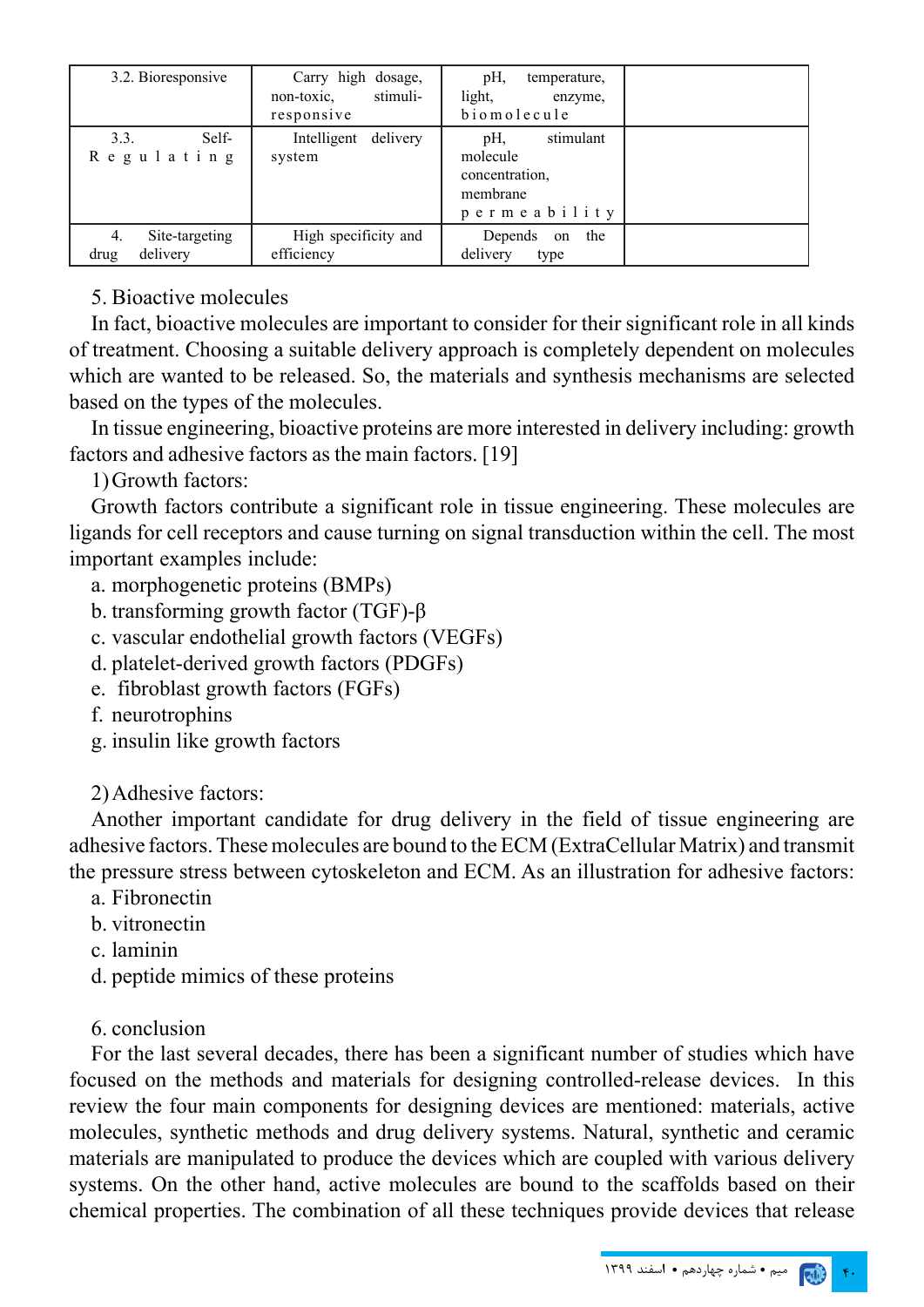| 3.2. Bioresponsive | Carry high dosage, non-toxic, stimuli-responsive | pH, temperature, light, enzyme, biomolecule | |
|---|---|---|---|
| 3.3. Self-Regulating | Intelligent delivery system | pH, stimulant molecule concentration, membrane permeability | |
| 4. Site-targeting drug delivery | High specificity and efficiency | Depends on the delivery type | |

## 5. Bioactive molecules

In fact, bioactive molecules are important to consider for their significant role in all kinds of treatment. Choosing a suitable delivery approach is completely dependent on molecules which are wanted to be released. So, the materials and synthesis mechanisms are selected based on the types of the molecules.

In tissue engineering, bioactive proteins are more interested in delivery including: growth factors and adhesive factors as the main factors. [19]

1) Growth factors:

Growth factors contribute a significant role in tissue engineering. These molecules are ligands for cell receptors and cause turning on signal transduction within the cell. The most important examples include:

a. morphogenetic proteins (BMPs)
b. transforming growth factor (TGF)-β
c. vascular endothelial growth factors (VEGFs)
d. platelet-derived growth factors (PDGFs)
e. fibroblast growth factors (FGFs)
f. neurotrophins
g. insulin like growth factors

2) Adhesive factors:

Another important candidate for drug delivery in the field of tissue engineering are adhesive factors. These molecules are bound to the ECM (ExtraCellular Matrix) and transmit the pressure stress between cytoskeleton and ECM. As an illustration for adhesive factors:

a. Fibronectin
b. vitronectin
c. laminin
d. peptide mimics of these proteins

## 6. conclusion

For the last several decades, there has been a significant number of studies which have focused on the methods and materials for designing controlled-release devices. In this review the four main components for designing devices are mentioned: materials, active molecules, synthetic methods and drug delivery systems. Natural, synthetic and ceramic materials are manipulated to produce the devices which are coupled with various delivery systems. On the other hand, active molecules are bound to the scaffolds based on their chemical properties. The combination of all these techniques provide devices that release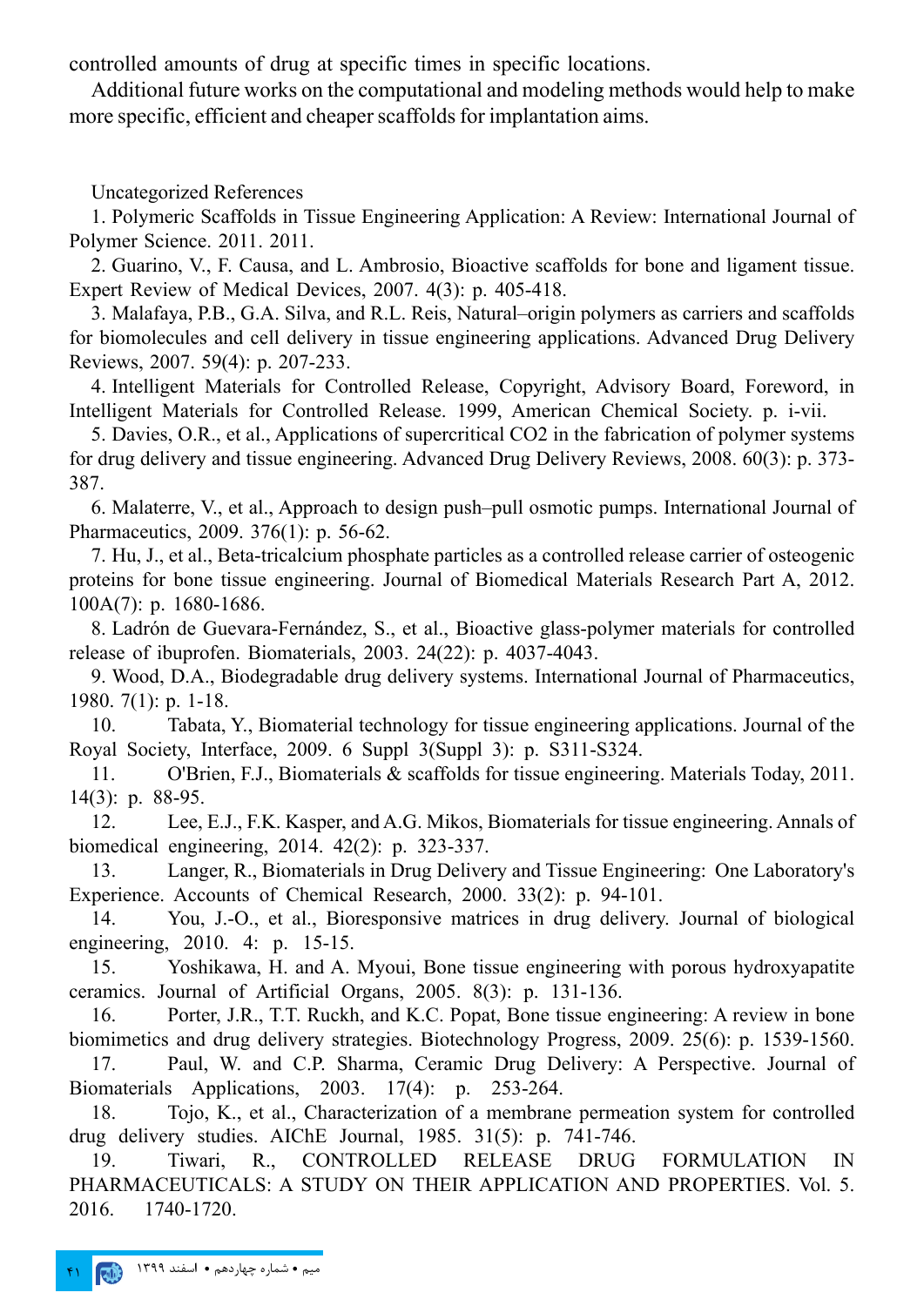controlled amounts of drug at specific times in specific locations.

Additional future works on the computational and modeling methods would help to make more specific, efficient and cheaper scaffolds for implantation aims.

Uncategorized References

1. Polymeric Scaffolds in Tissue Engineering Application: A Review: International Journal of Polymer Science. 2011. 2011.
2. Guarino, V., F. Causa, and L. Ambrosio, Bioactive scaffolds for bone and ligament tissue. Expert Review of Medical Devices, 2007. 4(3): p. 405-418.
3. Malafaya, P.B., G.A. Silva, and R.L. Reis, Natural–origin polymers as carriers and scaffolds for biomolecules and cell delivery in tissue engineering applications. Advanced Drug Delivery Reviews, 2007. 59(4): p. 207-233.
4. Intelligent Materials for Controlled Release, Copyright, Advisory Board, Foreword, in Intelligent Materials for Controlled Release. 1999, American Chemical Society. p. i-vii.
5. Davies, O.R., et al., Applications of supercritical CO2 in the fabrication of polymer systems for drug delivery and tissue engineering. Advanced Drug Delivery Reviews, 2008. 60(3): p. 373-387.
6. Malaterre, V., et al., Approach to design push–pull osmotic pumps. International Journal of Pharmaceutics, 2009. 376(1): p. 56-62.
7. Hu, J., et al., Beta-tricalcium phosphate particles as a controlled release carrier of osteogenic proteins for bone tissue engineering. Journal of Biomedical Materials Research Part A, 2012. 100A(7): p. 1680-1686.
8. Ladrón de Guevara-Fernández, S., et al., Bioactive glass-polymer materials for controlled release of ibuprofen. Biomaterials, 2003. 24(22): p. 4037-4043.
9. Wood, D.A., Biodegradable drug delivery systems. International Journal of Pharmaceutics, 1980. 7(1): p. 1-18.
10. Tabata, Y., Biomaterial technology for tissue engineering applications. Journal of the Royal Society, Interface, 2009. 6 Suppl 3(Suppl 3): p. S311-S324.
11. O'Brien, F.J., Biomaterials & scaffolds for tissue engineering. Materials Today, 2011. 14(3): p. 88-95.
12. Lee, E.J., F.K. Kasper, and A.G. Mikos, Biomaterials for tissue engineering. Annals of biomedical engineering, 2014. 42(2): p. 323-337.
13. Langer, R., Biomaterials in Drug Delivery and Tissue Engineering: One Laboratory's Experience. Accounts of Chemical Research, 2000. 33(2): p. 94-101.
14. You, J.-O., et al., Bioresponsive matrices in drug delivery. Journal of biological engineering, 2010. 4: p. 15-15.
15. Yoshikawa, H. and A. Myoui, Bone tissue engineering with porous hydroxyapatite ceramics. Journal of Artificial Organs, 2005. 8(3): p. 131-136.
16. Porter, J.R., T.T. Ruckh, and K.C. Popat, Bone tissue engineering: A review in bone biomimetics and drug delivery strategies. Biotechnology Progress, 2009. 25(6): p. 1539-1560.
17. Paul, W. and C.P. Sharma, Ceramic Drug Delivery: A Perspective. Journal of Biomaterials Applications, 2003. 17(4): p. 253-264.
18. Tojo, K., et al., Characterization of a membrane permeation system for controlled drug delivery studies. AIChE Journal, 1985. 31(5): p. 741-746.
19. Tiwari, R., CONTROLLED RELEASE DRUG FORMULATION IN PHARMACEUTICALS: A STUDY ON THEIR APPLICATION AND PROPERTIES. Vol. 5. 2016. 1740-1720.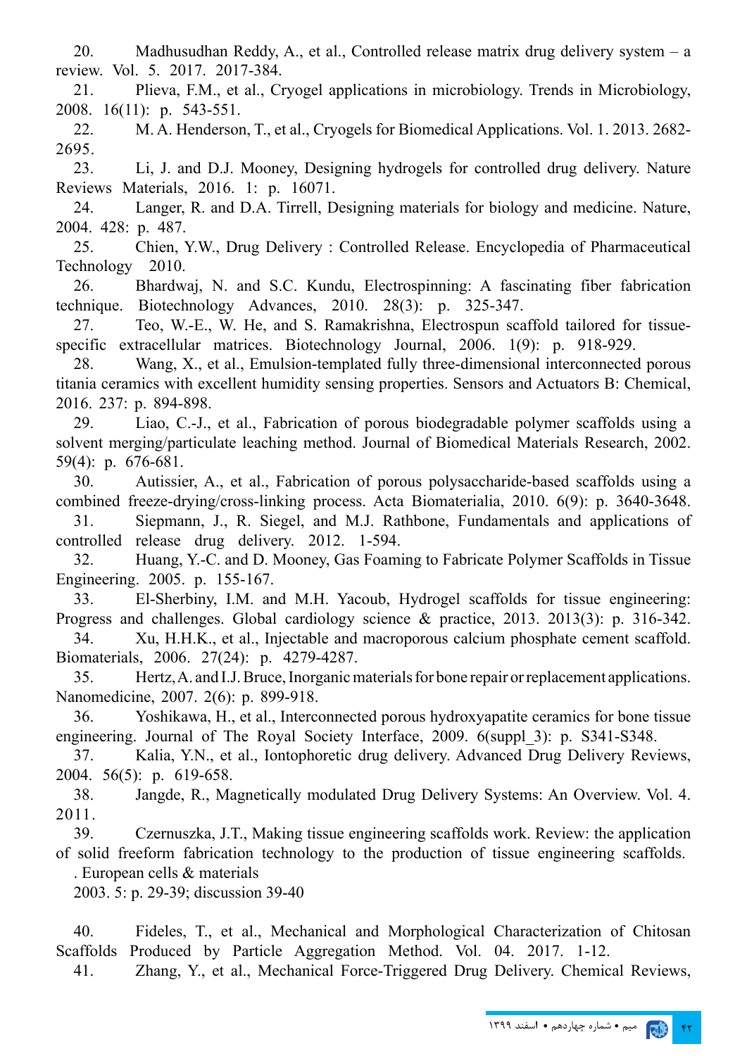20. Madhusudhan Reddy, A., et al., Controlled release matrix drug delivery system – a review. Vol. 5. 2017. 2017-384.

21. Plieva, F.M., et al., Cryogel applications in microbiology. Trends in Microbiology, 2008. 16(11): p. 543-551.

22. M. A. Henderson, T., et al., Cryogels for Biomedical Applications. Vol. 1. 2013. 2682-2695.

23. Li, J. and D.J. Mooney, Designing hydrogels for controlled drug delivery. Nature Reviews Materials, 2016. 1: p. 16071.

24. Langer, R. and D.A. Tirrell, Designing materials for biology and medicine. Nature, 2004. 428: p. 487.

25. Chien, Y.W., Drug Delivery : Controlled Release. Encyclopedia of Pharmaceutical Technology 2010.

26. Bhardwaj, N. and S.C. Kundu, Electrospinning: A fascinating fiber fabrication technique. Biotechnology Advances, 2010. 28(3): p. 325-347.

27. Teo, W.-E., W. He, and S. Ramakrishna, Electrospun scaffold tailored for tissue-specific extracellular matrices. Biotechnology Journal, 2006. 1(9): p. 918-929.

28. Wang, X., et al., Emulsion-templated fully three-dimensional interconnected porous titania ceramics with excellent humidity sensing properties. Sensors and Actuators B: Chemical, 2016. 237: p. 894-898.

29. Liao, C.-J., et al., Fabrication of porous biodegradable polymer scaffolds using a solvent merging/particulate leaching method. Journal of Biomedical Materials Research, 2002. 59(4): p. 676-681.

30. Autissier, A., et al., Fabrication of porous polysaccharide-based scaffolds using a combined freeze-drying/cross-linking process. Acta Biomaterialia, 2010. 6(9): p. 3640-3648.

31. Siepmann, J., R. Siegel, and M.J. Rathbone, Fundamentals and applications of controlled release drug delivery. 2012. 1-594.

32. Huang, Y.-C. and D. Mooney, Gas Foaming to Fabricate Polymer Scaffolds in Tissue Engineering. 2005. p. 155-167.

33. El-Sherbiny, I.M. and M.H. Yacoub, Hydrogel scaffolds for tissue engineering: Progress and challenges. Global cardiology science & practice, 2013. 2013(3): p. 316-342.

34. Xu, H.H.K., et al., Injectable and macroporous calcium phosphate cement scaffold. Biomaterials, 2006. 27(24): p. 4279-4287.

35. Hertz, A. and I.J. Bruce, Inorganic materials for bone repair or replacement applications. Nanomedicine, 2007. 2(6): p. 899-918.

36. Yoshikawa, H., et al., Interconnected porous hydroxyapatite ceramics for bone tissue engineering. Journal of The Royal Society Interface, 2009. 6(suppl_3): p. S341-S348.

37. Kalia, Y.N., et al., Iontophoretic drug delivery. Advanced Drug Delivery Reviews, 2004. 56(5): p. 619-658.

38. Jangde, R., Magnetically modulated Drug Delivery Systems: An Overview. Vol. 4. 2011.

39. Czernuszka, J.T., Making tissue engineering scaffolds work. Review: the application of solid freeform fabrication technology to the production of tissue engineering scaffolds. . European cells & materials
2003. 5: p. 29-39; discussion 39-40

40. Fideles, T., et al., Mechanical and Morphological Characterization of Chitosan Scaffolds Produced by Particle Aggregation Method. Vol. 04. 2017. 1-12.

41. Zhang, Y., et al., Mechanical Force-Triggered Drug Delivery. Chemical Reviews,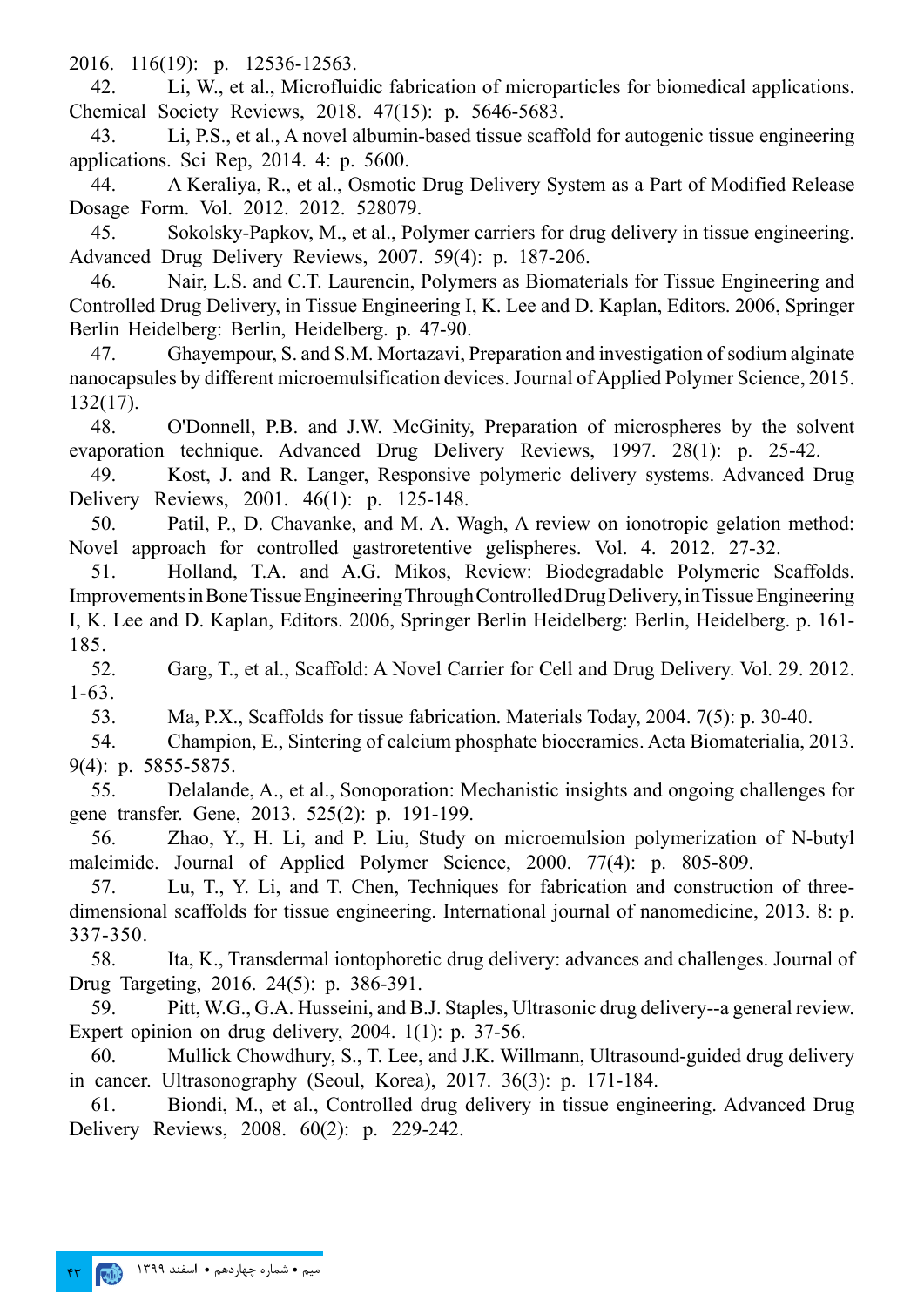2016. 116(19): p. 12536-12563.

42. Li, W., et al., Microfluidic fabrication of microparticles for biomedical applications. Chemical Society Reviews, 2018. 47(15): p. 5646-5683.

43. Li, P.S., et al., A novel albumin-based tissue scaffold for autogenic tissue engineering applications. Sci Rep, 2014. 4: p. 5600.

44. A Keraliya, R., et al., Osmotic Drug Delivery System as a Part of Modified Release Dosage Form. Vol. 2012. 2012. 528079.

45. Sokolsky-Papkov, M., et al., Polymer carriers for drug delivery in tissue engineering. Advanced Drug Delivery Reviews, 2007. 59(4): p. 187-206.

46. Nair, L.S. and C.T. Laurencin, Polymers as Biomaterials for Tissue Engineering and Controlled Drug Delivery, in Tissue Engineering I, K. Lee and D. Kaplan, Editors. 2006, Springer Berlin Heidelberg: Berlin, Heidelberg. p. 47-90.

47. Ghayempour, S. and S.M. Mortazavi, Preparation and investigation of sodium alginate nanocapsules by different microemulsification devices. Journal of Applied Polymer Science, 2015. 132(17).

48. O'Donnell, P.B. and J.W. McGinity, Preparation of microspheres by the solvent evaporation technique. Advanced Drug Delivery Reviews, 1997. 28(1): p. 25-42.

49. Kost, J. and R. Langer, Responsive polymeric delivery systems. Advanced Drug Delivery Reviews, 2001. 46(1): p. 125-148.

50. Patil, P., D. Chavanke, and M. A. Wagh, A review on ionotropic gelation method: Novel approach for controlled gastroretentive gelispheres. Vol. 4. 2012. 27-32.

51. Holland, T.A. and A.G. Mikos, Review: Biodegradable Polymeric Scaffolds. Improvements in Bone Tissue Engineering Through Controlled Drug Delivery, in Tissue Engineering I, K. Lee and D. Kaplan, Editors. 2006, Springer Berlin Heidelberg: Berlin, Heidelberg. p. 161-185.

52. Garg, T., et al., Scaffold: A Novel Carrier for Cell and Drug Delivery. Vol. 29. 2012. 1-63.

53. Ma, P.X., Scaffolds for tissue fabrication. Materials Today, 2004. 7(5): p. 30-40.

54. Champion, E., Sintering of calcium phosphate bioceramics. Acta Biomaterialia, 2013. 9(4): p. 5855-5875.

55. Delalande, A., et al., Sonoporation: Mechanistic insights and ongoing challenges for gene transfer. Gene, 2013. 525(2): p. 191-199.

56. Zhao, Y., H. Li, and P. Liu, Study on microemulsion polymerization of N-butyl maleimide. Journal of Applied Polymer Science, 2000. 77(4): p. 805-809.

57. Lu, T., Y. Li, and T. Chen, Techniques for fabrication and construction of three-dimensional scaffolds for tissue engineering. International journal of nanomedicine, 2013. 8: p. 337-350.

58. Ita, K., Transdermal iontophoretic drug delivery: advances and challenges. Journal of Drug Targeting, 2016. 24(5): p. 386-391.

59. Pitt, W.G., G.A. Husseini, and B.J. Staples, Ultrasonic drug delivery--a general review. Expert opinion on drug delivery, 2004. 1(1): p. 37-56.

60. Mullick Chowdhury, S., T. Lee, and J.K. Willmann, Ultrasound-guided drug delivery in cancer. Ultrasonography (Seoul, Korea), 2017. 36(3): p. 171-184.

61. Biondi, M., et al., Controlled drug delivery in tissue engineering. Advanced Drug Delivery Reviews, 2008. 60(2): p. 229-242.